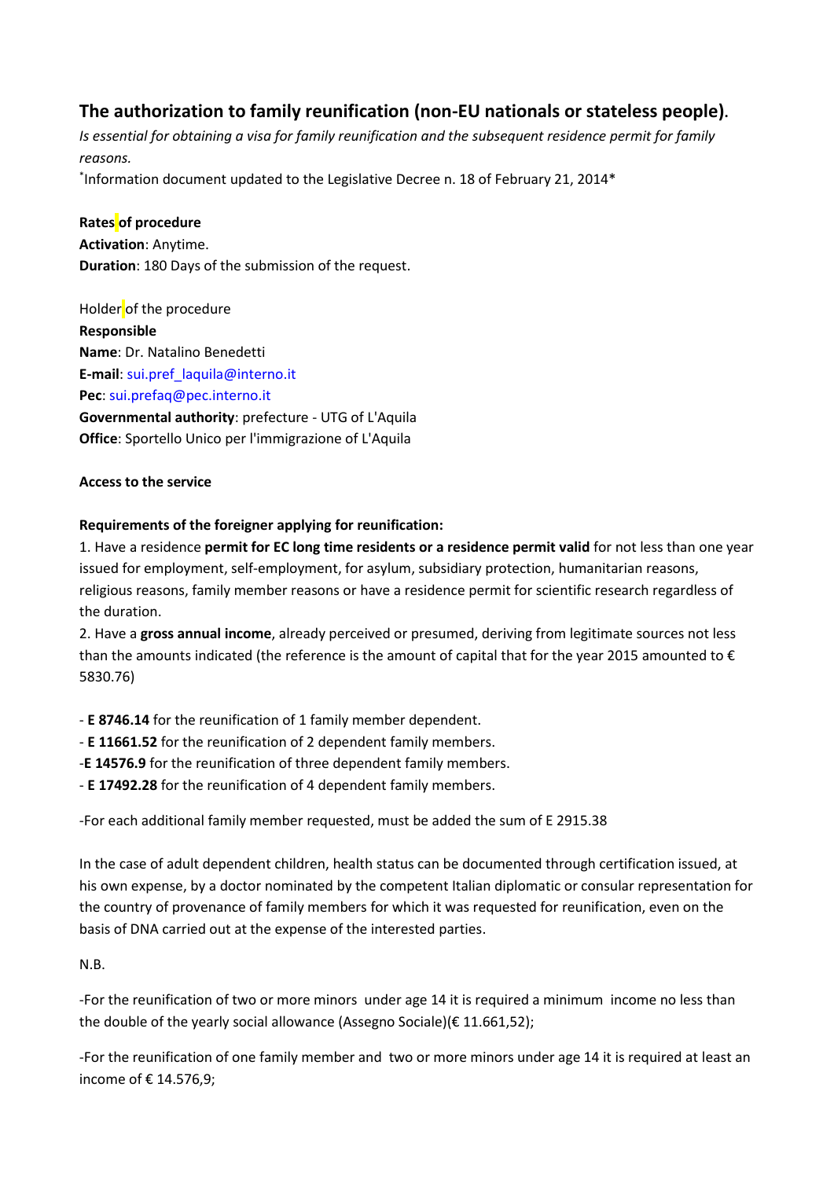## The authorization to family reunification (non-EU nationals or stateless people).

*Is essential for obtaining a visa for family reunification and the subsequent residence permit for family reasons.*

*Information document updated to the Legislative Decree n. 18 of February 21, 2014*

**Rates of procedure**

**Activation**: Anytime.

**Duration**: 180 Days of the submission of the request.

Holder of the procedure

**Responsible**

**Name**: Dr. Natalino Benedetti

**E-mail**: sui.pref_laquila@interno.it

**Pec**: sui.prefaq@pec.interno.it

**Governmental authority**: prefecture - UTG of L'Aquila

**Office**: Sportello Unico per l'immigrazione of L'Aquila

**Access to the service**

**Requirements of the foreigner applying for reunification:**

1. Have a residence **permit for EC long time residents or a residence permit valid** for not less than one year issued for employment, self-employment, for asylum, subsidiary protection, humanitarian reasons, religious reasons, family member reasons or have a residence permit for scientific research regardless of the duration.
2. Have a **gross annual income**, already perceived or presumed, deriving from legitimate sources not less than the amounts indicated (the reference is the amount of capital that for the year 2015 amounted to € 5830.76)

- **E 8746.14** for the reunification of 1 family member dependent.
- **E 11661.52** for the reunification of 2 dependent family members.
- **E 14576.9** for the reunification of three dependent family members.
- **E 17492.28** for the reunification of 4 dependent family members.

-For each additional family member requested, must be added the sum of E 2915.38

In the case of adult dependent children, health status can be documented through certification issued, at his own expense, by a doctor nominated by the competent Italian diplomatic or consular representation for the country of provenance of family members for which it was requested for reunification, even on the basis of DNA carried out at the expense of the interested parties.

N.B.

-For the reunification of two or more minors under age 14 it is required a minimum income no less than the double of the yearly social allowance (Assegno Sociale)(€ 11.661,52);

-For the reunification of one family member and two or more minors under age 14 it is required at least an income of € 14.576,9;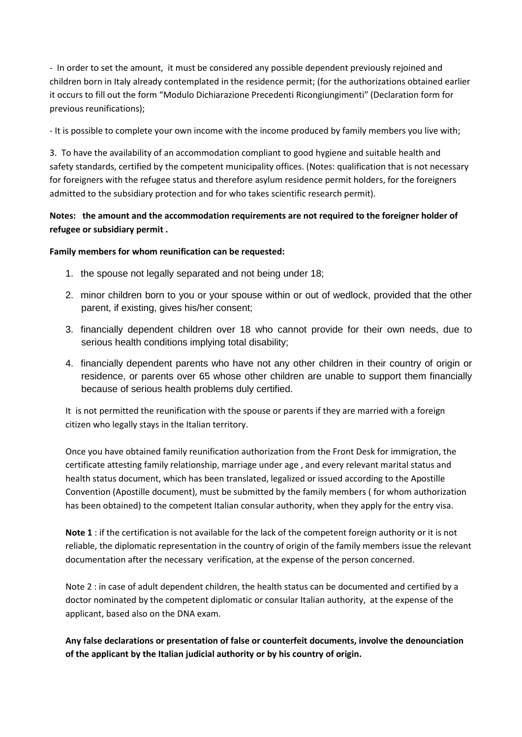- In order to set the amount, it must be considered any possible dependent previously rejoined and children born in Italy already contemplated in the residence permit; (for the authorizations obtained earlier it occurs to fill out the form "Modulo Dichiarazione Precedenti Ricongiungimenti" (Declaration form for previous reunifications);

- It is possible to complete your own income with the income produced by family members you live with;

3. To have the availability of an accommodation compliant to good hygiene and suitable health and safety standards, certified by the competent municipality offices. (Notes: qualification that is not necessary for foreigners with the refugee status and therefore asylum residence permit holders, for the foreigners admitted to the subsidiary protection and for who takes scientific research permit).

**Notes: the amount and the accommodation requirements are not required to the foreigner holder of refugee or subsidiary permit .**

**Family members for whom reunification can be requested:**

1. the spouse not legally separated and not being under 18;
2. minor children born to you or your spouse within or out of wedlock, provided that the other parent, if existing, gives his/her consent;
3. financially dependent children over 18 who cannot provide for their own needs, due to serious health conditions implying total disability;
4. financially dependent parents who have not any other children in their country of origin or residence, or parents over 65 whose other children are unable to support them financially because of serious health problems duly certified.

It is not permitted the reunification with the spouse or parents if they are married with a foreign citizen who legally stays in the Italian territory.

Once you have obtained family reunification authorization from the Front Desk for immigration, the certificate attesting family relationship, marriage under age , and every relevant marital status and health status document, which has been translated, legalized or issued according to the Apostille Convention (Apostille document), must be submitted by the family members ( for whom authorization has been obtained) to the competent Italian consular authority, when they apply for the entry visa.

**Note 1** : if the certification is not available for the lack of the competent foreign authority or it is not reliable, the diplomatic representation in the country of origin of the family members issue the relevant documentation after the necessary verification, at the expense of the person concerned.

Note 2 : in case of adult dependent children, the health status can be documented and certified by a doctor nominated by the competent diplomatic or consular Italian authority, at the expense of the applicant, based also on the DNA exam.

**Any false declarations or presentation of false or counterfeit documents, involve the denounciation of the applicant by the Italian judicial authority or by his country of origin.**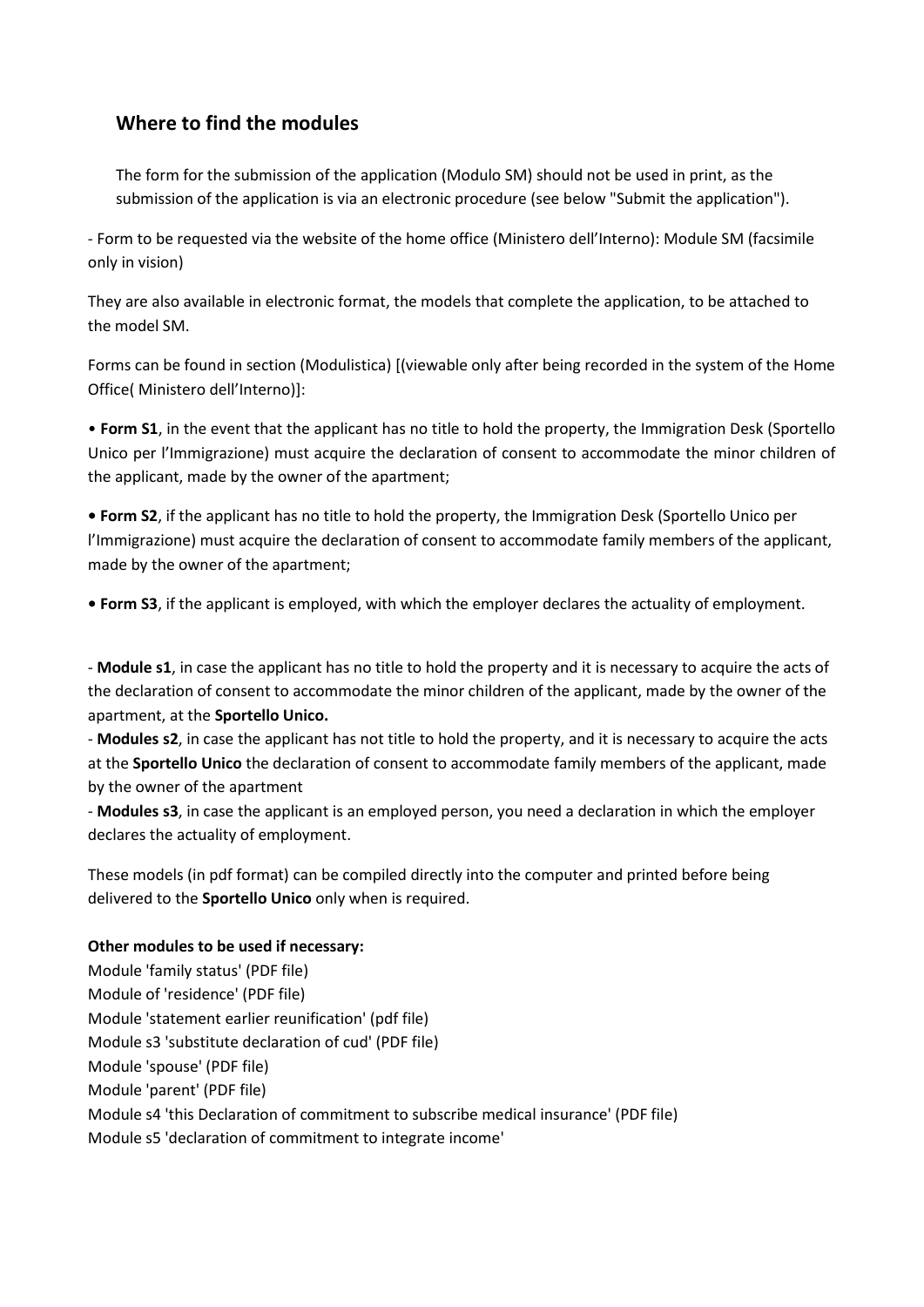## Where to find the modules

The form for the submission of the application (Modulo SM) should not be used in print, as the submission of the application is via an electronic procedure (see below "Submit the application").

- Form to be requested via the website of the home office (Ministero dell'Interno): Module SM (facsimile only in vision)

They are also available in electronic format, the models that complete the application, to be attached to the model SM.

Forms can be found in section (Modulistica) [(viewable only after being recorded in the system of the Home Office( Ministero dell'Interno)]:

• **Form S1**, in the event that the applicant has no title to hold the property, the Immigration Desk (Sportello Unico per l'Immigrazione) must acquire the declaration of consent to accommodate the minor children of the applicant, made by the owner of the apartment;

**•** **Form S2**, if the applicant has no title to hold the property, the Immigration Desk (Sportello Unico per l'Immigrazione) must acquire the declaration of consent to accommodate family members of the applicant, made by the owner of the apartment;

**•** **Form S3**, if the applicant is employed, with which the employer declares the actuality of employment.

- **Module s1**, in case the applicant has no title to hold the property and it is necessary to acquire the acts of the declaration of consent to accommodate the minor children of the applicant, made by the owner of the apartment, at the **Sportello Unico.**
- **Modules s2**, in case the applicant has not title to hold the property, and it is necessary to acquire the acts at the **Sportello Unico** the declaration of consent to accommodate family members of the applicant, made by the owner of the apartment
- **Modules s3**, in case the applicant is an employed person, you need a declaration in which the employer declares the actuality of employment.

These models (in pdf format) can be compiled directly into the computer and printed before being delivered to the **Sportello Unico** only when is required.

**Other modules to be used if necessary:**

Module 'family status' (PDF file)
Module of 'residence' (PDF file)
Module 'statement earlier reunification' (pdf file)
Module s3 'substitute declaration of cud' (PDF file)
Module 'spouse' (PDF file)
Module 'parent' (PDF file)
Module s4 'this Declaration of commitment to subscribe medical insurance' (PDF file)
Module s5 'declaration of commitment to integrate income'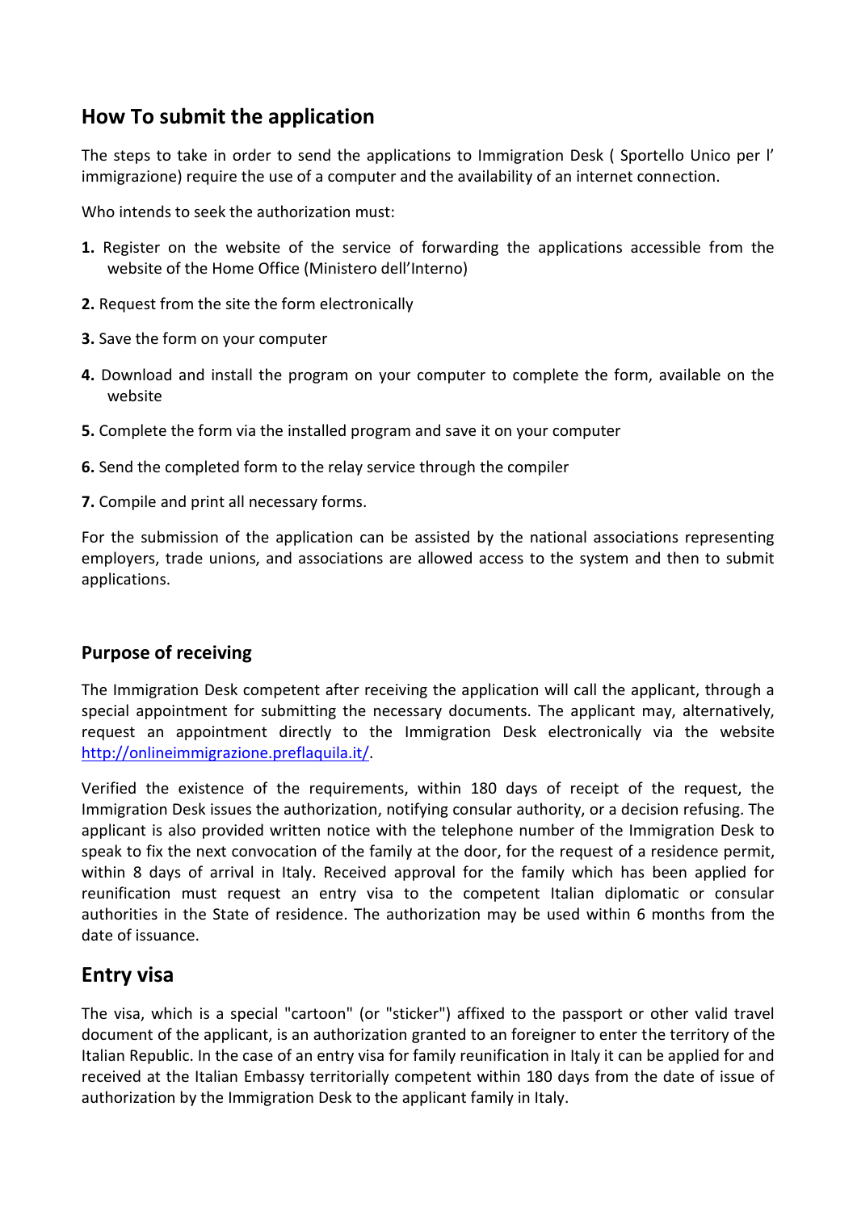## How To submit the application

The steps to take in order to send the applications to Immigration Desk ( Sportello Unico per l' immigrazione) require the use of a computer and the availability of an internet connection.

Who intends to seek the authorization must:

1. Register on the website of the service of forwarding the applications accessible from the website of the Home Office (Ministero dell'Interno)
2. Request from the site the form electronically
3. Save the form on your computer
4. Download and install the program on your computer to complete the form, available on the website
5. Complete the form via the installed program and save it on your computer
6. Send the completed form to the relay service through the compiler
7. Compile and print all necessary forms.

For the submission of the application can be assisted by the national associations representing employers, trade unions, and associations are allowed access to the system and then to submit applications.

### Purpose of receiving

The Immigration Desk competent after receiving the application will call the applicant, through a special appointment for submitting the necessary documents. The applicant may, alternatively, request an appointment directly to the Immigration Desk electronically via the website [http://onlineimmigrazione.preflaquila.it/](http://onlineimmigrazione.preflaquila.it/).

Verified the existence of the requirements, within 180 days of receipt of the request, the Immigration Desk issues the authorization, notifying consular authority, or a decision refusing. The applicant is also provided written notice with the telephone number of the Immigration Desk to speak to fix the next convocation of the family at the door, for the request of a residence permit, within 8 days of arrival in Italy. Received approval for the family which has been applied for reunification must request an entry visa to the competent Italian diplomatic or consular authorities in the State of residence. The authorization may be used within 6 months from the date of issuance.

## Entry visa

The visa, which is a special "cartoon" (or "sticker") affixed to the passport or other valid travel document of the applicant, is an authorization granted to an foreigner to enter the territory of the Italian Republic. In the case of an entry visa for family reunification in Italy it can be applied for and received at the Italian Embassy territorially competent within 180 days from the date of issue of authorization by the Immigration Desk to the applicant family in Italy.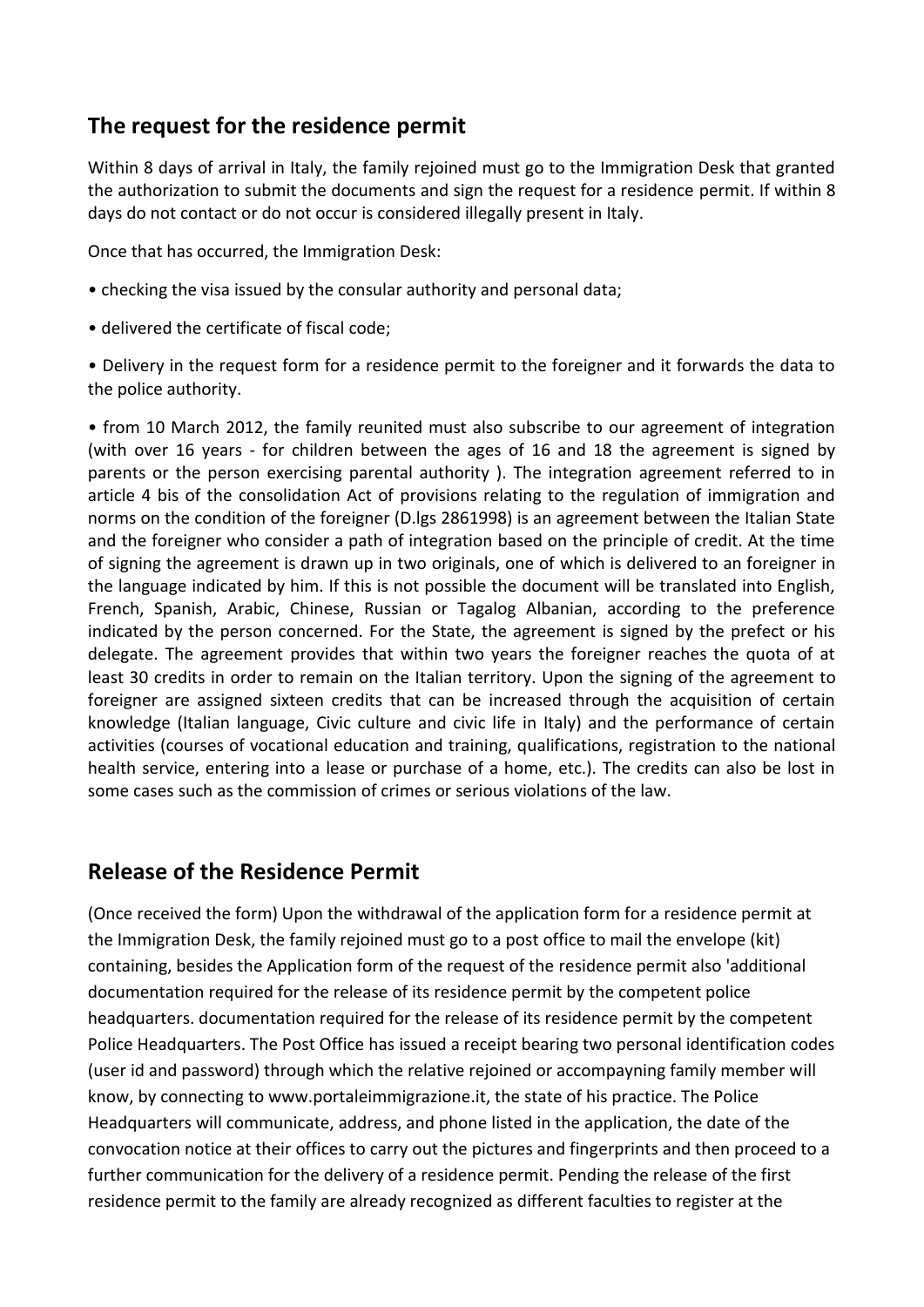## The request for the residence permit

Within 8 days of arrival in Italy, the family rejoined must go to the Immigration Desk that granted the authorization to submit the documents and sign the request for a residence permit. If within 8 days do not contact or do not occur is considered illegally present in Italy.

Once that has occurred, the Immigration Desk:

- checking the visa issued by the consular authority and personal data;
- delivered the certificate of fiscal code;
- Delivery in the request form for a residence permit to the foreigner and it forwards the data to the police authority.
- from 10 March 2012, the family reunited must also subscribe to our agreement of integration (with over 16 years - for children between the ages of 16 and 18 the agreement is signed by parents or the person exercising parental authority ). The integration agreement referred to in article 4 bis of the consolidation Act of provisions relating to the regulation of immigration and norms on the condition of the foreigner (D.lgs 2861998) is an agreement between the Italian State and the foreigner who consider a path of integration based on the principle of credit. At the time of signing the agreement is drawn up in two originals, one of which is delivered to an foreigner in the language indicated by him. If this is not possible the document will be translated into English, French, Spanish, Arabic, Chinese, Russian or Tagalog Albanian, according to the preference indicated by the person concerned. For the State, the agreement is signed by the prefect or his delegate. The agreement provides that within two years the foreigner reaches the quota of at least 30 credits in order to remain on the Italian territory. Upon the signing of the agreement to foreigner are assigned sixteen credits that can be increased through the acquisition of certain knowledge (Italian language, Civic culture and civic life in Italy) and the performance of certain activities (courses of vocational education and training, qualifications, registration to the national health service, entering into a lease or purchase of a home, etc.). The credits can also be lost in some cases such as the commission of crimes or serious violations of the law.

## Release of the Residence Permit

(Once received the form) Upon the withdrawal of the application form for a residence permit at the Immigration Desk, the family rejoined must go to a post office to mail the envelope (kit) containing, besides the Application form of the request of the residence permit also 'additional documentation required for the release of its residence permit by the competent police headquarters. documentation required for the release of its residence permit by the competent Police Headquarters. The Post Office has issued a receipt bearing two personal identification codes (user id and password) through which the relative rejoined or accompaying family member will know, by connecting to www.portaleimmigrazione.it, the state of his practice. The Police Headquarters will communicate, address, and phone listed in the application, the date of the convocation notice at their offices to carry out the pictures and fingerprints and then proceed to a further communication for the delivery of a residence permit. Pending the release of the first residence permit to the family are already recognized as different faculties to register at the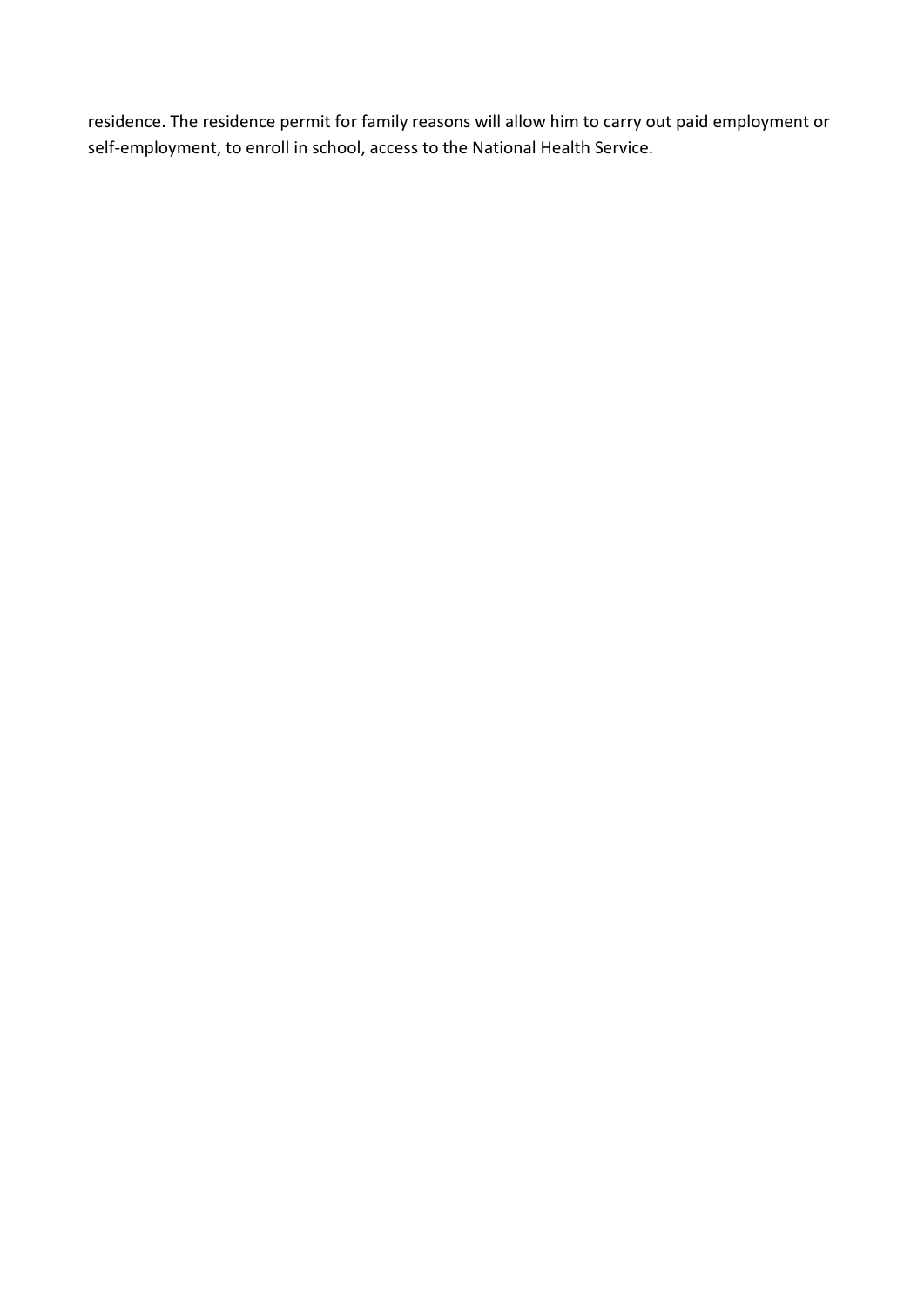residence. The residence permit for family reasons will allow him to carry out paid employment or self-employment, to enroll in school, access to the National Health Service.